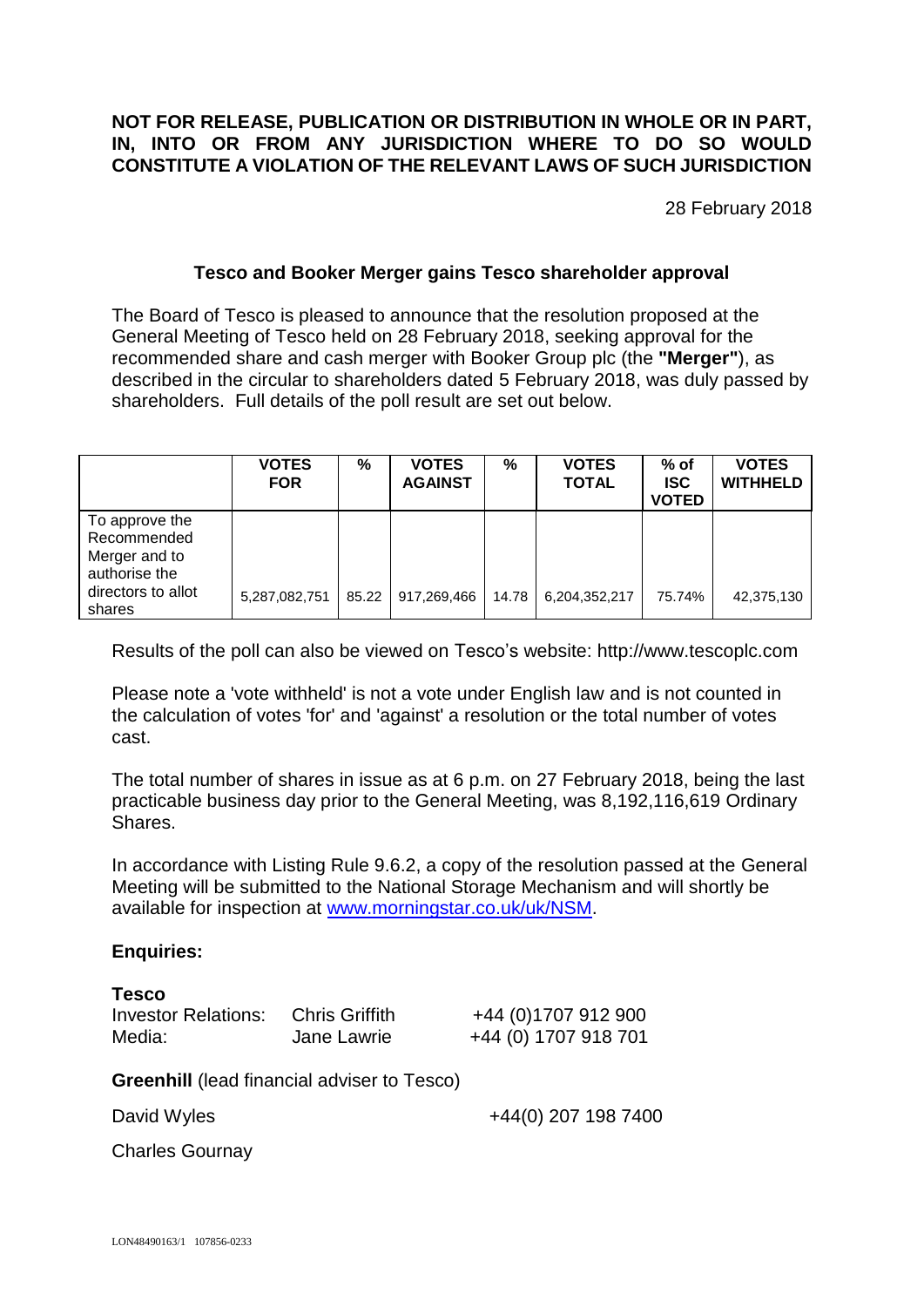**NOT FOR RELEASE, PUBLICATION OR DISTRIBUTION IN WHOLE OR IN PART, IN, INTO OR FROM ANY JURISDICTION WHERE TO DO SO WOULD CONSTITUTE A VIOLATION OF THE RELEVANT LAWS OF SUCH JURISDICTION**

28 February 2018

## Tesco and Booker Merger gains Tesco shareholder approval

The Board of Tesco is pleased to announce that the resolution proposed at the General Meeting of Tesco held on 28 February 2018, seeking approval for the recommended share and cash merger with Booker Group plc (the **"Merger"**), as described in the circular to shareholders dated 5 February 2018, was duly passed by shareholders. Full details of the poll result are set out below.

| | VOTES FOR | % | VOTES AGAINST | % | VOTES TOTAL | % of ISC VOTED | VOTES WITHHELD |
|---|---|---|---|---|---|---|---|
| To approve the Recommended Merger and to authorise the directors to allot shares | 5,287,082,751 | 85.22 | 917,269,466 | 14.78 | 6,204,352,217 | 75.74% | 42,375,130 |

Results of the poll can also be viewed on Tesco's website: http://www.tescoplc.com

Please note a 'vote withheld' is not a vote under English law and is not counted in the calculation of votes 'for' and 'against' a resolution or the total number of votes cast.

The total number of shares in issue as at 6 p.m. on 27 February 2018, being the last practicable business day prior to the General Meeting, was 8,192,116,619 Ordinary Shares.

In accordance with Listing Rule 9.6.2, a copy of the resolution passed at the General Meeting will be submitted to the National Storage Mechanism and will shortly be available for inspection at www.morningstar.co.uk/uk/NSM.

**Enquiries:**

**Tesco**

| | | |
|---|---|---|
| Investor Relations: | Chris Griffith | +44 (0)1707 912 900 |
| Media: | Jane Lawrie | +44 (0) 1707 918 701 |

**Greenhill** (lead financial adviser to Tesco)

David Wyles +44(0) 207 198 7400

Charles Gournay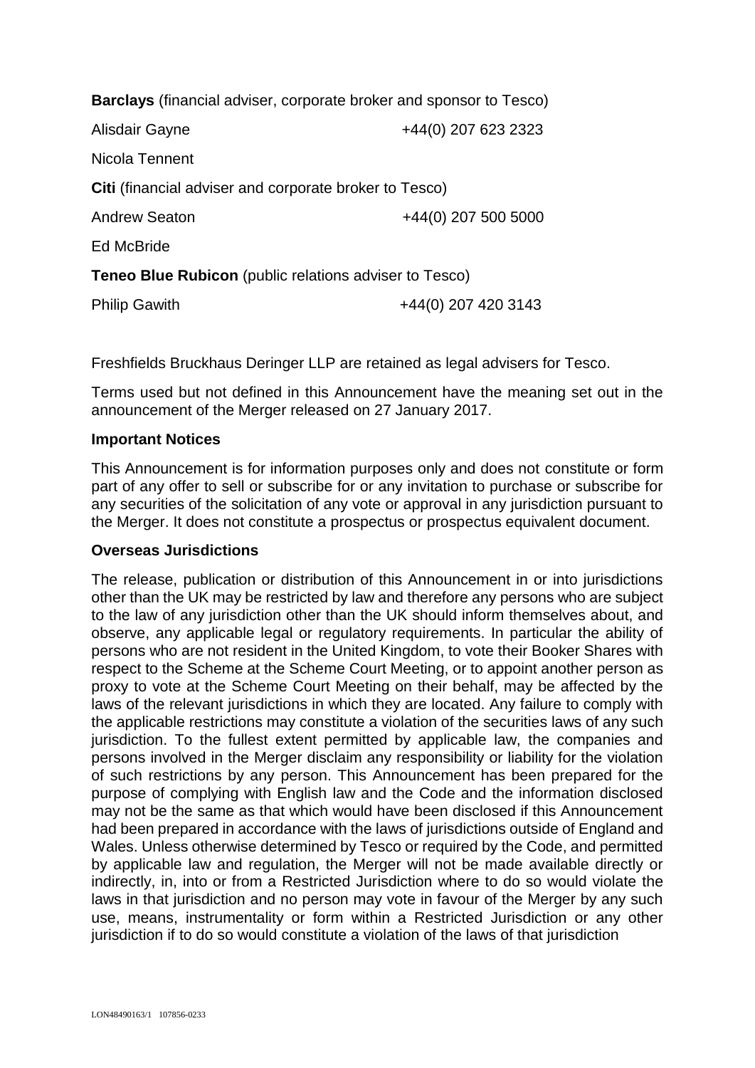**Barclays** (financial adviser, corporate broker and sponsor to Tesco)

Alisdair Gayne +44(0) 207 623 2323

Nicola Tennent

**Citi** (financial adviser and corporate broker to Tesco)

Andrew Seaton +44(0) 207 500 5000

Ed McBride

**Teneo Blue Rubicon** (public relations adviser to Tesco)

Philip Gawith +44(0) 207 420 3143

Freshfields Bruckhaus Deringer LLP are retained as legal advisers for Tesco.

Terms used but not defined in this Announcement have the meaning set out in the announcement of the Merger released on 27 January 2017.

**Important Notices**

This Announcement is for information purposes only and does not constitute or form part of any offer to sell or subscribe for or any invitation to purchase or subscribe for any securities of the solicitation of any vote or approval in any jurisdiction pursuant to the Merger. It does not constitute a prospectus or prospectus equivalent document.

**Overseas Jurisdictions**

The release, publication or distribution of this Announcement in or into jurisdictions other than the UK may be restricted by law and therefore any persons who are subject to the law of any jurisdiction other than the UK should inform themselves about, and observe, any applicable legal or regulatory requirements. In particular the ability of persons who are not resident in the United Kingdom, to vote their Booker Shares with respect to the Scheme at the Scheme Court Meeting, or to appoint another person as proxy to vote at the Scheme Court Meeting on their behalf, may be affected by the laws of the relevant jurisdictions in which they are located. Any failure to comply with the applicable restrictions may constitute a violation of the securities laws of any such jurisdiction. To the fullest extent permitted by applicable law, the companies and persons involved in the Merger disclaim any responsibility or liability for the violation of such restrictions by any person. This Announcement has been prepared for the purpose of complying with English law and the Code and the information disclosed may not be the same as that which would have been disclosed if this Announcement had been prepared in accordance with the laws of jurisdictions outside of England and Wales. Unless otherwise determined by Tesco or required by the Code, and permitted by applicable law and regulation, the Merger will not be made available directly or indirectly, in, into or from a Restricted Jurisdiction where to do so would violate the laws in that jurisdiction and no person may vote in favour of the Merger by any such use, means, instrumentality or form within a Restricted Jurisdiction or any other jurisdiction if to do so would constitute a violation of the laws of that jurisdiction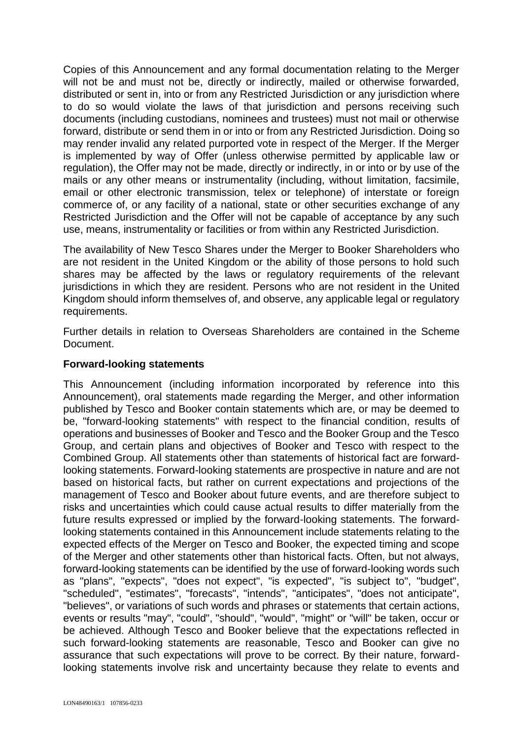Copies of this Announcement and any formal documentation relating to the Merger will not be and must not be, directly or indirectly, mailed or otherwise forwarded, distributed or sent in, into or from any Restricted Jurisdiction or any jurisdiction where to do so would violate the laws of that jurisdiction and persons receiving such documents (including custodians, nominees and trustees) must not mail or otherwise forward, distribute or send them in or into or from any Restricted Jurisdiction. Doing so may render invalid any related purported vote in respect of the Merger. If the Merger is implemented by way of Offer (unless otherwise permitted by applicable law or regulation), the Offer may not be made, directly or indirectly, in or into or by use of the mails or any other means or instrumentality (including, without limitation, facsimile, email or other electronic transmission, telex or telephone) of interstate or foreign commerce of, or any facility of a national, state or other securities exchange of any Restricted Jurisdiction and the Offer will not be capable of acceptance by any such use, means, instrumentality or facilities or from within any Restricted Jurisdiction.

The availability of New Tesco Shares under the Merger to Booker Shareholders who are not resident in the United Kingdom or the ability of those persons to hold such shares may be affected by the laws or regulatory requirements of the relevant jurisdictions in which they are resident. Persons who are not resident in the United Kingdom should inform themselves of, and observe, any applicable legal or regulatory requirements.

Further details in relation to Overseas Shareholders are contained in the Scheme Document.

**Forward-looking statements**

This Announcement (including information incorporated by reference into this Announcement), oral statements made regarding the Merger, and other information published by Tesco and Booker contain statements which are, or may be deemed to be, "forward-looking statements" with respect to the financial condition, results of operations and businesses of Booker and Tesco and the Booker Group and the Tesco Group, and certain plans and objectives of Booker and Tesco with respect to the Combined Group. All statements other than statements of historical fact are forward-looking statements. Forward-looking statements are prospective in nature and are not based on historical facts, but rather on current expectations and projections of the management of Tesco and Booker about future events, and are therefore subject to risks and uncertainties which could cause actual results to differ materially from the future results expressed or implied by the forward-looking statements. The forward-looking statements contained in this Announcement include statements relating to the expected effects of the Merger on Tesco and Booker, the expected timing and scope of the Merger and other statements other than historical facts. Often, but not always, forward-looking statements can be identified by the use of forward-looking words such as "plans", "expects", "does not expect", "is expected", "is subject to", "budget", "scheduled", "estimates", "forecasts", "intends", "anticipates", "does not anticipate", "believes", or variations of such words and phrases or statements that certain actions, events or results "may", "could", "should", "would", "might" or "will" be taken, occur or be achieved. Although Tesco and Booker believe that the expectations reflected in such forward-looking statements are reasonable, Tesco and Booker can give no assurance that such expectations will prove to be correct. By their nature, forward-looking statements involve risk and uncertainty because they relate to events and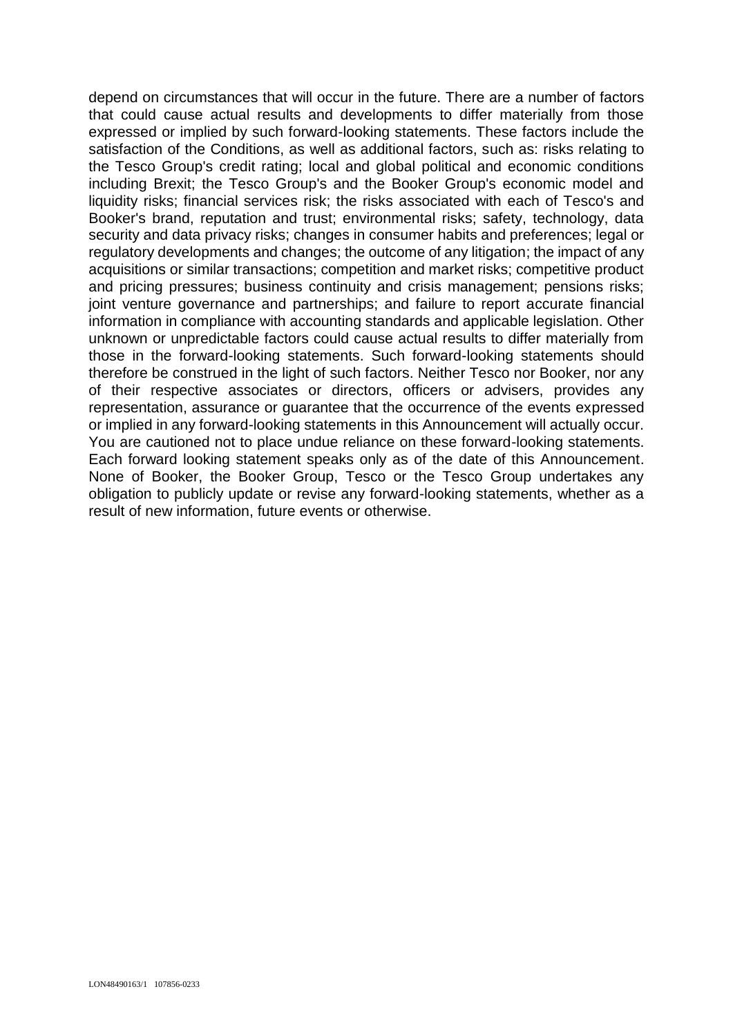depend on circumstances that will occur in the future. There are a number of factors that could cause actual results and developments to differ materially from those expressed or implied by such forward-looking statements. These factors include the satisfaction of the Conditions, as well as additional factors, such as: risks relating to the Tesco Group's credit rating; local and global political and economic conditions including Brexit; the Tesco Group's and the Booker Group's economic model and liquidity risks; financial services risk; the risks associated with each of Tesco's and Booker's brand, reputation and trust; environmental risks; safety, technology, data security and data privacy risks; changes in consumer habits and preferences; legal or regulatory developments and changes; the outcome of any litigation; the impact of any acquisitions or similar transactions; competition and market risks; competitive product and pricing pressures; business continuity and crisis management; pensions risks; joint venture governance and partnerships; and failure to report accurate financial information in compliance with accounting standards and applicable legislation. Other unknown or unpredictable factors could cause actual results to differ materially from those in the forward-looking statements. Such forward-looking statements should therefore be construed in the light of such factors. Neither Tesco nor Booker, nor any of their respective associates or directors, officers or advisers, provides any representation, assurance or guarantee that the occurrence of the events expressed or implied in any forward-looking statements in this Announcement will actually occur. You are cautioned not to place undue reliance on these forward-looking statements. Each forward looking statement speaks only as of the date of this Announcement. None of Booker, the Booker Group, Tesco or the Tesco Group undertakes any obligation to publicly update or revise any forward-looking statements, whether as a result of new information, future events or otherwise.